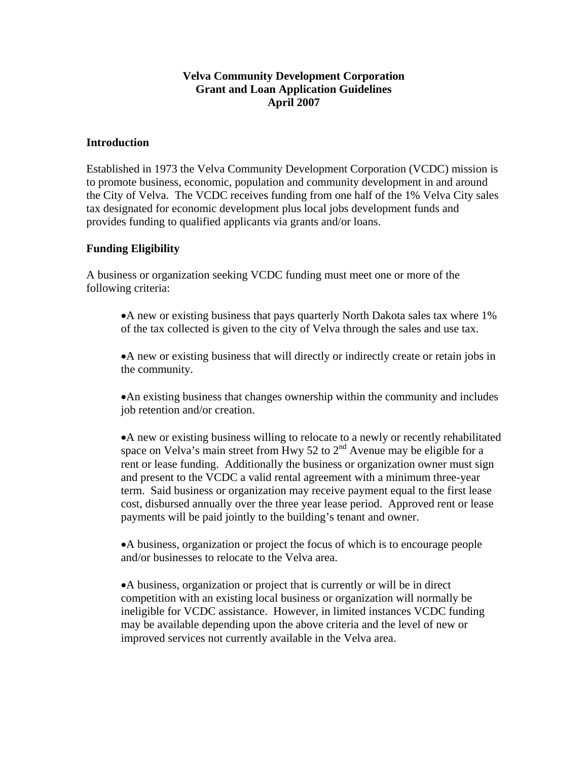# Velva Community Development Corporation
# Grant and Loan Application Guidelines
# April 2007

## Introduction

Established in 1973 the Velva Community Development Corporation (VCDC) mission is to promote business, economic, population and community development in and around the City of Velva. The VCDC receives funding from one half of the 1% Velva City sales tax designated for economic development plus local jobs development funds and provides funding to qualified applicants via grants and/or loans.

## Funding Eligibility

A business or organization seeking VCDC funding must meet one or more of the following criteria:

- A new or existing business that pays quarterly North Dakota sales tax where 1% of the tax collected is given to the city of Velva through the sales and use tax.

- A new or existing business that will directly or indirectly create or retain jobs in the community.

- An existing business that changes ownership within the community and includes job retention and/or creation.

- A new or existing business willing to relocate to a newly or recently rehabilitated space on Velva's main street from Hwy 52 to 2nd Avenue may be eligible for a rent or lease funding. Additionally the business or organization owner must sign and present to the VCDC a valid rental agreement with a minimum three-year term. Said business or organization may receive payment equal to the first lease cost, disbursed annually over the three year lease period. Approved rent or lease payments will be paid jointly to the building's tenant and owner.

- A business, organization or project the focus of which is to encourage people and/or businesses to relocate to the Velva area.

- A business, organization or project that is currently or will be in direct competition with an existing local business or organization will normally be ineligible for VCDC assistance. However, in limited instances VCDC funding may be available depending upon the above criteria and the level of new or improved services not currently available in the Velva area.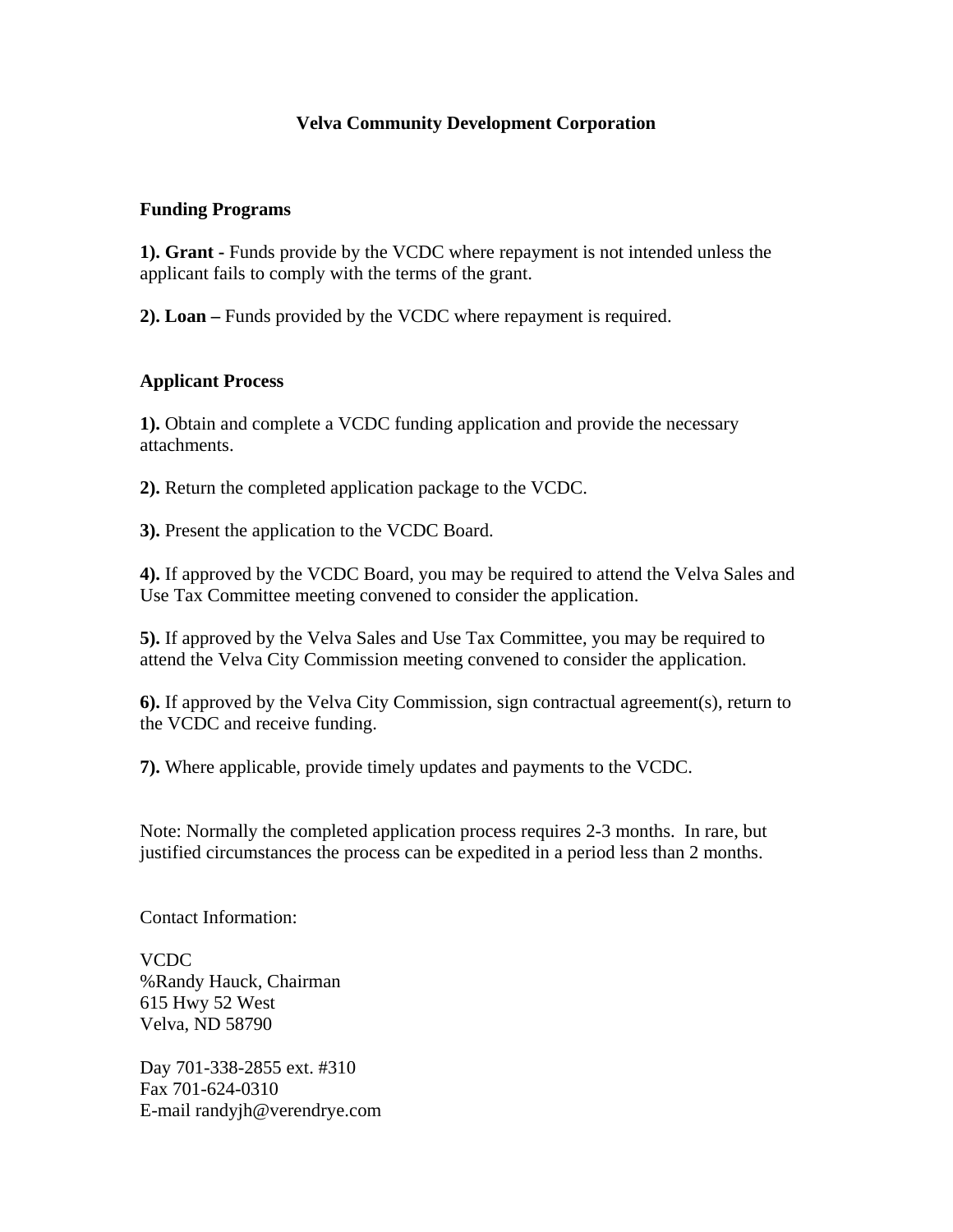# Velva Community Development Corporation

## Funding Programs

**1). Grant -** Funds provide by the VCDC where repayment is not intended unless the applicant fails to comply with the terms of the grant.

**2). Loan –** Funds provided by the VCDC where repayment is required.

## Applicant Process

**1).** Obtain and complete a VCDC funding application and provide the necessary attachments.

**2).** Return the completed application package to the VCDC.

**3).** Present the application to the VCDC Board.

**4).** If approved by the VCDC Board, you may be required to attend the Velva Sales and Use Tax Committee meeting convened to consider the application.

**5).** If approved by the Velva Sales and Use Tax Committee, you may be required to attend the Velva City Commission meeting convened to consider the application.

**6).** If approved by the Velva City Commission, sign contractual agreement(s), return to the VCDC and receive funding.

**7).** Where applicable, provide timely updates and payments to the VCDC.

Note: Normally the completed application process requires 2-3 months. In rare, but justified circumstances the process can be expedited in a period less than 2 months.

Contact Information:

VCDC
%Randy Hauck, Chairman
615 Hwy 52 West
Velva, ND 58790

Day 701-338-2855 ext. #310
Fax 701-624-0310
E-mail randyjh@verendrye.com